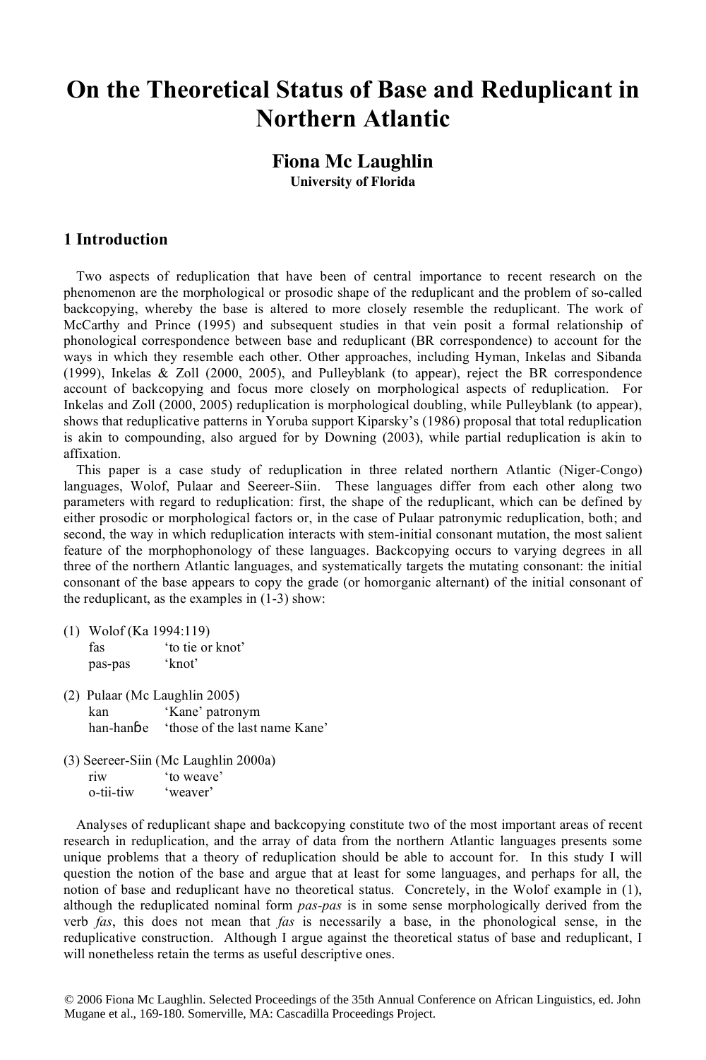# On the Theoretical Status of Base and Reduplicant in Northern Atlantic

**Fiona Mc Laughlin**
**University of Florida**

## 1 Introduction

Two aspects of reduplication that have been of central importance to recent research on the phenomenon are the morphological or prosodic shape of the reduplicant and the problem of so-called backcopying, whereby the base is altered to more closely resemble the reduplicant. The work of McCarthy and Prince (1995) and subsequent studies in that vein posit a formal relationship of phonological correspondence between base and reduplicant (BR correspondence) to account for the ways in which they resemble each other. Other approaches, including Hyman, Inkelas and Sibanda (1999), Inkelas & Zoll (2000, 2005), and Pulleyblank (to appear), reject the BR correspondence account of backcopying and focus more closely on morphological aspects of reduplication. For Inkelas and Zoll (2000, 2005) reduplication is morphological doubling, while Pulleyblank (to appear), shows that reduplicative patterns in Yoruba support Kiparsky's (1986) proposal that total reduplication is akin to compounding, also argued for by Downing (2003), while partial reduplication is akin to affixation.

This paper is a case study of reduplication in three related northern Atlantic (Niger-Congo) languages, Wolof, Pulaar and Seereer-Siin. These languages differ from each other along two parameters with regard to reduplication: first, the shape of the reduplicant, which can be defined by either prosodic or morphological factors or, in the case of Pulaar patronymic reduplication, both; and second, the way in which reduplication interacts with stem-initial consonant mutation, the most salient feature of the morphophonology of these languages. Backcopying occurs to varying degrees in all three of the northern Atlantic languages, and systematically targets the mutating consonant: the initial consonant of the base appears to copy the grade (or homorganic alternant) of the initial consonant of the reduplicant, as the examples in (1-3) show:

(1) Wolof (Ka 1994:119)
    fas  'to tie or knot'
    pas-pas  'knot'

(2) Pulaar (Mc Laughlin 2005)
    kan  'Kane' patronym
    han-hanɓe  'those of the last name Kane'

(3) Seereer-Siin (Mc Laughlin 2000a)
    riw  'to weave'
    o-tii-tiw  'weaver'

Analyses of reduplicant shape and backcopying constitute two of the most important areas of recent research in reduplication, and the array of data from the northern Atlantic languages presents some unique problems that a theory of reduplication should be able to account for. In this study I will question the notion of the base and argue that at least for some languages, and perhaps for all, the notion of base and reduplicant have no theoretical status. Concretely, in the Wolof example in (1), although the reduplicated nominal form *pas-pas* is in some sense morphologically derived from the verb *fas*, this does not mean that *fas* is necessarily a base, in the phonological sense, in the reduplicative construction. Although I argue against the theoretical status of base and reduplicant, I will nonetheless retain the terms as useful descriptive ones.

© 2006 Fiona Mc Laughlin. Selected Proceedings of the 35th Annual Conference on African Linguistics, ed. John Mugane et al., 169-180. Somerville, MA: Cascadilla Proceedings Project.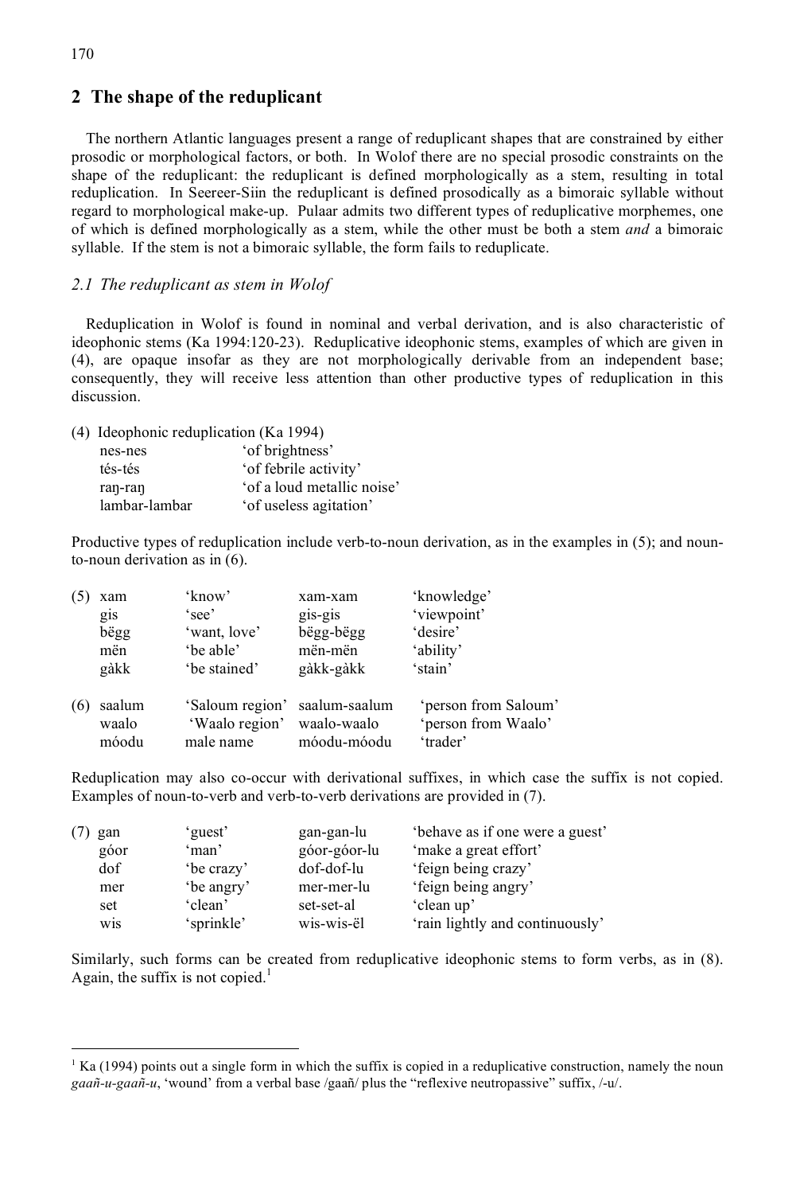## 2 The shape of the reduplicant

The northern Atlantic languages present a range of reduplicant shapes that are constrained by either prosodic or morphological factors, or both. In Wolof there are no special prosodic constraints on the shape of the reduplicant: the reduplicant is defined morphologically as a stem, resulting in total reduplication. In Seereer-Siin the reduplicant is defined prosodically as a bimoraic syllable without regard to morphological make-up. Pulaar admits two different types of reduplicative morphemes, one of which is defined morphologically as a stem, while the other must be both a stem *and* a bimoraic syllable. If the stem is not a bimoraic syllable, the form fails to reduplicate.

### *2.1 The reduplicant as stem in Wolof*

Reduplication in Wolof is found in nominal and verbal derivation, and is also characteristic of ideophonic stems (Ka 1994:120-23). Reduplicative ideophonic stems, examples of which are given in (4), are opaque insofar as they are not morphologically derivable from an independent base; consequently, they will receive less attention than other productive types of reduplication in this discussion.

(4) Ideophonic reduplication (Ka 1994)

| | |
|---|---|
| nes-nes | 'of brightness' |
| tés-tés | 'of febrile activity' |
| raŋ-raŋ | 'of a loud metallic noise' |
| lambar-lambar | 'of useless agitation' |

Productive types of reduplication include verb-to-noun derivation, as in the examples in (5); and noun-to-noun derivation as in (6).

| | | | | |
|---|---|---|---|---|
| (5) | xam | 'know' | xam-xam | 'knowledge' |
| | gis | 'see' | gis-gis | 'viewpoint' |
| | bëgg | 'want, love' | bëgg-bëgg | 'desire' |
| | mën | 'be able' | mën-mën | 'ability' |
| | gàkk | 'be stained' | gàkk-gàkk | 'stain' |

| | | | | |
|---|---|---|---|---|
| (6) | saalum | 'Saloum region' | saalum-saalum | 'person from Saloum' |
| | waalo | 'Waalo region' | waalo-waalo | 'person from Waalo' |
| | móodu | male name | móodu-móodu | 'trader' |

Reduplication may also co-occur with derivational suffixes, in which case the suffix is not copied. Examples of noun-to-verb and verb-to-verb derivations are provided in (7).

| | | | | |
|---|---|---|---|---|
| (7) | gan | 'guest' | gan-gan-lu | 'behave as if one were a guest' |
| | góor | 'man' | góor-góor-lu | 'make a great effort' |
| | dof | 'be crazy' | dof-dof-lu | 'feign being crazy' |
| | mer | 'be angry' | mer-mer-lu | 'feign being angry' |
| | set | 'clean' | set-set-al | 'clean up' |
| | wis | 'sprinkle' | wis-wis-ël | 'rain lightly and continuously' |

Similarly, such forms can be created from reduplicative ideophonic stems to form verbs, as in (8). Again, the suffix is not copied.[1]

[1] Ka (1994) points out a single form in which the suffix is copied in a reduplicative construction, namely the noun *gaañ-u-gaañ-u*, 'wound' from a verbal base /gaañ/ plus the "reflexive neutropassive" suffix, /-u/.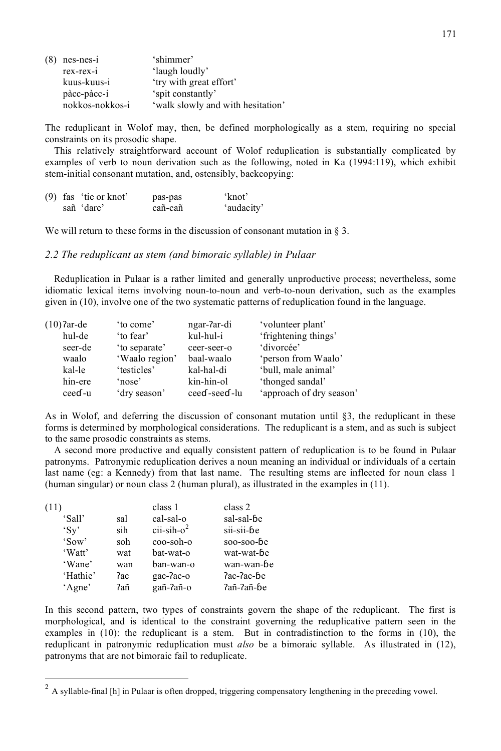(8) nes-nes-i 'shimmer'
rex-rex-i 'laugh loudly'
kuus-kuus-i 'try with great effort'
pàcc-pàcc-i 'spit constantly'
nokkos-nokkos-i 'walk slowly and with hesitation'

| (8) | | |
|---|---|---|
| | nes-nes-i | 'shimmer' |
| | rex-rex-i | 'laugh loudly' |
| | kuus-kuus-i | 'try with great effort' |
| | pàcc-pàcc-i | 'spit constantly' |
| | nokkos-nokkos-i | 'walk slowly and with hesitation' |

The reduplicant in Wolof may, then, be defined morphologically as a stem, requiring no special constraints on its prosodic shape.

This relatively straightforward account of Wolof reduplication is substantially complicated by examples of verb to noun derivation such as the following, noted in Ka (1994:119), which exhibit stem-initial consonant mutation, and, ostensibly, backcopying:

| (9) | | | | |
|---|---|---|---|---|
| | fas | 'tie or knot' | pas-pas | 'knot' |
| | sañ | 'dare' | cañ-cañ | 'audacity' |

We will return to these forms in the discussion of consonant mutation in § 3.

## *2.2 The reduplicant as stem (and bimoraic syllable) in Pulaar*

Reduplication in Pulaar is a rather limited and generally unproductive process; nevertheless, some idiomatic lexical items involving noun-to-noun and verb-to-noun derivation, such as the examples given in (10), involve one of the two systematic patterns of reduplication found in the language.

| (10) | | | | |
|---|---|---|---|---|
| | ʔar-de | 'to come' | ngar-ʔar-di | 'volunteer plant' |
| | hul-de | 'to fear' | kul-hul-i | 'frightening things' |
| | seer-de | 'to separate' | ceer-seer-o | 'divorcée' |
| | waalo | 'Waalo region' | baal-waalo | 'person from Waalo' |
| | kal-le | 'testicles' | kal-hal-di | 'bull, male animal' |
| | hin-ere | 'nose' | kin-hin-ol | 'thonged sandal' |
| | ceeɗ-u | 'dry season' | ceeɗ-seeɗ-lu | 'approach of dry season' |

As in Wolof, and deferring the discussion of consonant mutation until §3, the reduplicant in these forms is determined by morphological considerations. The reduplicant is a stem, and as such is subject to the same prosodic constraints as stems.

A second more productive and equally consistent pattern of reduplication is to be found in Pulaar patronyms. Patronymic reduplication derives a noun meaning an individual or individuals of a certain last name (eg: a Kennedy) from that last name. The resulting stems are inflected for noun class 1 (human singular) or noun class 2 (human plural), as illustrated in the examples in (11).

| (11) | | | class 1 | class 2 |
|---|---|---|---|---|
| | 'Sall' | sal | cal-sal-o | sal-sal-ɓe |
| | 'Sy' | sih | cii-sih-o[2] | sii-sii-ɓe |
| | 'Sow' | soh | coo-soh-o | soo-soo-ɓe |
| | 'Watt' | wat | bat-wat-o | wat-wat-ɓe |
| | 'Wane' | wan | ban-wan-o | wan-wan-ɓe |
| | 'Hathie' | ʔac | gac-ʔac-o | ʔac-ʔac-ɓe |
| | 'Agne' | ʔañ | gañ-ʔañ-o | ʔañ-ʔañ-ɓe |

In this second pattern, two types of constraints govern the shape of the reduplicant. The first is morphological, and is identical to the constraint governing the reduplicative pattern seen in the examples in (10): the reduplicant is a stem. But in contradistinction to the forms in (10), the reduplicant in patronymic reduplication must *also* be a bimoraic syllable. As illustrated in (12), patronyms that are not bimoraic fail to reduplicate.

[2] A syllable-final [h] in Pulaar is often dropped, triggering compensatory lengthening in the preceding vowel.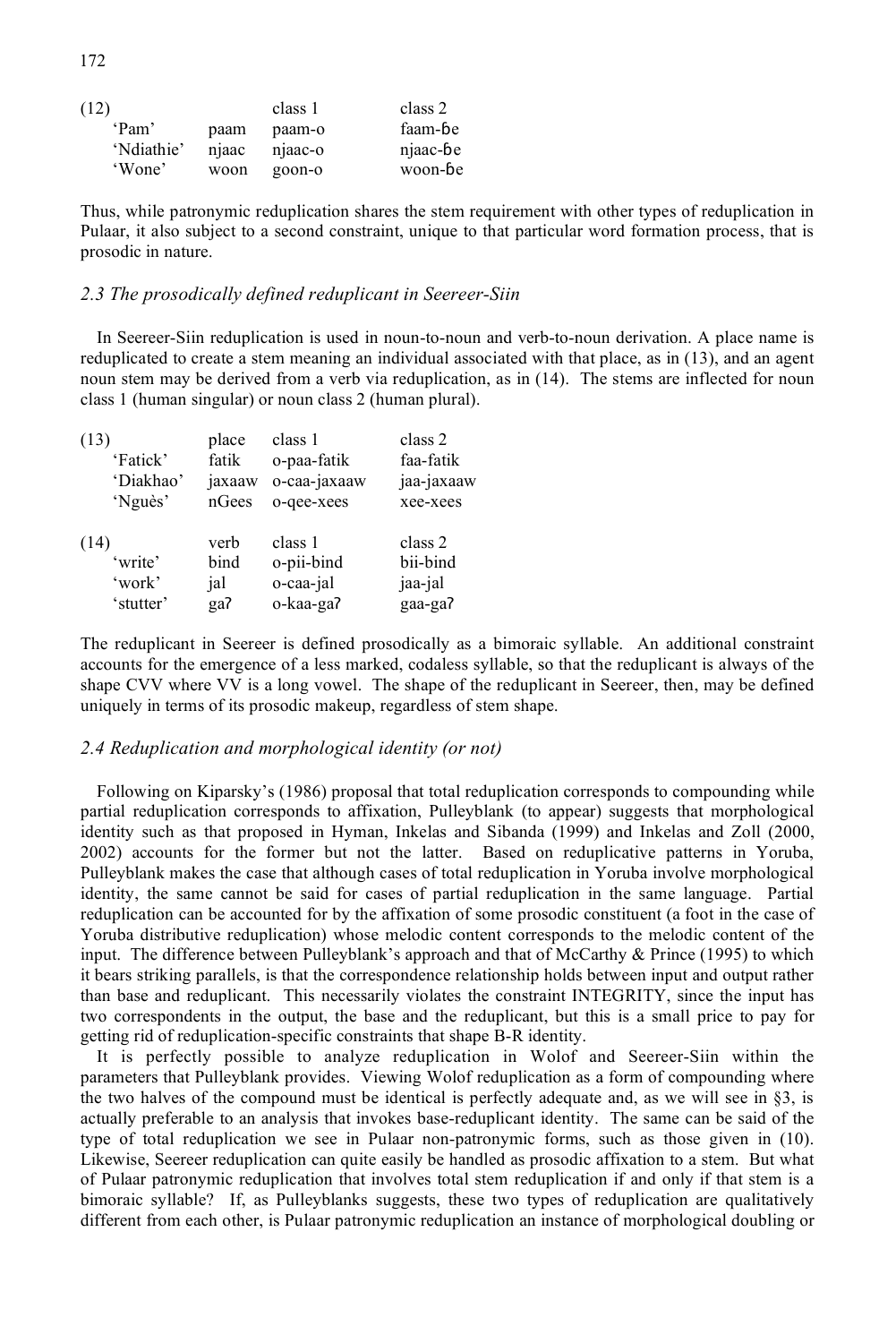(12)

| | | class 1 | class 2 |
|---|---|---|---|
| 'Pam' | paam | paam-o | faam-ɓe |
| 'Ndiathie' | njaac | njaac-o | njaac-ɓe |
| 'Wone' | woon | goon-o | woon-ɓe |

Thus, while patronymic reduplication shares the stem requirement with other types of reduplication in Pulaar, it also subject to a second constraint, unique to that particular word formation process, that is prosodic in nature.

### *2.3 The prosodically defined reduplicant in Seereer-Siin*

In Seereer-Siin reduplication is used in noun-to-noun and verb-to-noun derivation. A place name is reduplicated to create a stem meaning an individual associated with that place, as in (13), and an agent noun stem may be derived from a verb via reduplication, as in (14). The stems are inflected for noun class 1 (human singular) or noun class 2 (human plural).

(13)

| | place | class 1 | class 2 |
|---|---|---|---|
| 'Fatick' | fatik | o-paa-fatik | faa-fatik |
| 'Diakhao' | jaxaaw | o-caa-jaxaaw | jaa-jaxaaw |
| 'Nguès' | nGees | o-qee-xees | xee-xees |

(14)

| | verb | class 1 | class 2 |
|---|---|---|---|
| 'write' | bind | o-pii-bind | bii-bind |
| 'work' | jal | o-caa-jal | jaa-jal |
| 'stutter' | gaʔ | o-kaa-gaʔ | gaa-gaʔ |

The reduplicant in Seereer is defined prosodically as a bimoraic syllable. An additional constraint accounts for the emergence of a less marked, codaless syllable, so that the reduplicant is always of the shape CVV where VV is a long vowel. The shape of the reduplicant in Seereer, then, may be defined uniquely in terms of its prosodic makeup, regardless of stem shape.

### *2.4 Reduplication and morphological identity (or not)*

Following on Kiparsky's (1986) proposal that total reduplication corresponds to compounding while partial reduplication corresponds to affixation, Pulleyblank (to appear) suggests that morphological identity such as that proposed in Hyman, Inkelas and Sibanda (1999) and Inkelas and Zoll (2000, 2002) accounts for the former but not the latter. Based on reduplicative patterns in Yoruba, Pulleyblank makes the case that although cases of total reduplication in Yoruba involve morphological identity, the same cannot be said for cases of partial reduplication in the same language. Partial reduplication can be accounted for by the affixation of some prosodic constituent (a foot in the case of Yoruba distributive reduplication) whose melodic content corresponds to the melodic content of the input. The difference between Pulleyblank's approach and that of McCarthy & Prince (1995) to which it bears striking parallels, is that the correspondence relationship holds between input and output rather than base and reduplicant. This necessarily violates the constraint INTEGRITY, since the input has two correspondents in the output, the base and the reduplicant, but this is a small price to pay for getting rid of reduplication-specific constraints that shape B-R identity.

It is perfectly possible to analyze reduplication in Wolof and Seereer-Siin within the parameters that Pulleyblank provides. Viewing Wolof reduplication as a form of compounding where the two halves of the compound must be identical is perfectly adequate and, as we will see in §3, is actually preferable to an analysis that invokes base-reduplicant identity. The same can be said of the type of total reduplication we see in Pulaar non-patronymic forms, such as those given in (10). Likewise, Seereer reduplication can quite easily be handled as prosodic affixation to a stem. But what of Pulaar patronymic reduplication that involves total stem reduplication if and only if that stem is a bimoraic syllable? If, as Pulleyblanks suggests, these two types of reduplication are qualitatively different from each other, is Pulaar patronymic reduplication an instance of morphological doubling or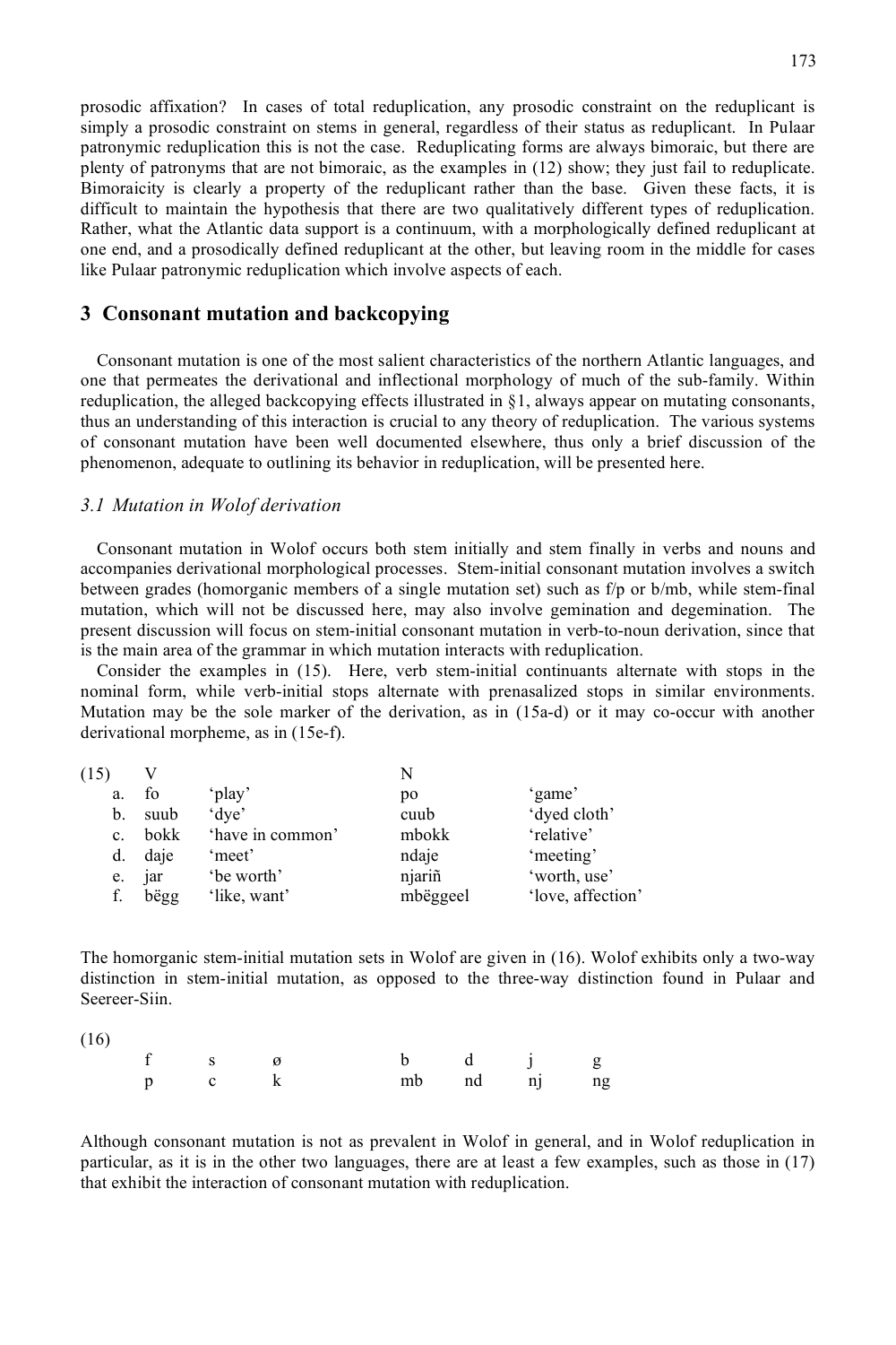prosodic affixation? In cases of total reduplication, any prosodic constraint on the reduplicant is simply a prosodic constraint on stems in general, regardless of their status as reduplicant. In Pulaar patronymic reduplication this is not the case. Reduplicating forms are always bimoraic, but there are plenty of patronyms that are not bimoraic, as the examples in (12) show; they just fail to reduplicate. Bimoraicity is clearly a property of the reduplicant rather than the base. Given these facts, it is difficult to maintain the hypothesis that there are two qualitatively different types of reduplication. Rather, what the Atlantic data support is a continuum, with a morphologically defined reduplicant at one end, and a prosodically defined reduplicant at the other, but leaving room in the middle for cases like Pulaar patronymic reduplication which involve aspects of each.

## 3 Consonant mutation and backcopying

Consonant mutation is one of the most salient characteristics of the northern Atlantic languages, and one that permeates the derivational and inflectional morphology of much of the sub-family. Within reduplication, the alleged backcopying effects illustrated in §1, always appear on mutating consonants, thus an understanding of this interaction is crucial to any theory of reduplication. The various systems of consonant mutation have been well documented elsewhere, thus only a brief discussion of the phenomenon, adequate to outlining its behavior in reduplication, will be presented here.

### *3.1 Mutation in Wolof derivation*

Consonant mutation in Wolof occurs both stem initially and stem finally in verbs and nouns and accompanies derivational morphological processes. Stem-initial consonant mutation involves a switch between grades (homorganic members of a single mutation set) such as f/p or b/mb, while stem-final mutation, which will not be discussed here, may also involve gemination and degemination. The present discussion will focus on stem-initial consonant mutation in verb-to-noun derivation, since that is the main area of the grammar in which mutation interacts with reduplication.

Consider the examples in (15). Here, verb stem-initial continuants alternate with stops in the nominal form, while verb-initial stops alternate with prenasalized stops in similar environments. Mutation may be the sole marker of the derivation, as in (15a-d) or it may co-occur with another derivational morpheme, as in (15e-f).

| (15) | V | | N | |
|---|---|---|---|---|
| a. | fo | 'play' | po | 'game' |
| b. | suub | 'dye' | cuub | 'dyed cloth' |
| c. | bokk | 'have in common' | mbokk | 'relative' |
| d. | daje | 'meet' | ndaje | 'meeting' |
| e. | jar | 'be worth' | njariñ | 'worth, use' |
| f. | bëgg | 'like, want' | mbëggeel | 'love, affection' |

The homorganic stem-initial mutation sets in Wolof are given in (16). Wolof exhibits only a two-way distinction in stem-initial mutation, as opposed to the three-way distinction found in Pulaar and Seereer-Siin.

(16)

| f | s | ø | | b | d | j | g |
|---|---|---|---|---|---|---|---|
| p | c | k | | mb | nd | nj | ng |

Although consonant mutation is not as prevalent in Wolof in general, and in Wolof reduplication in particular, as it is in the other two languages, there are at least a few examples, such as those in (17) that exhibit the interaction of consonant mutation with reduplication.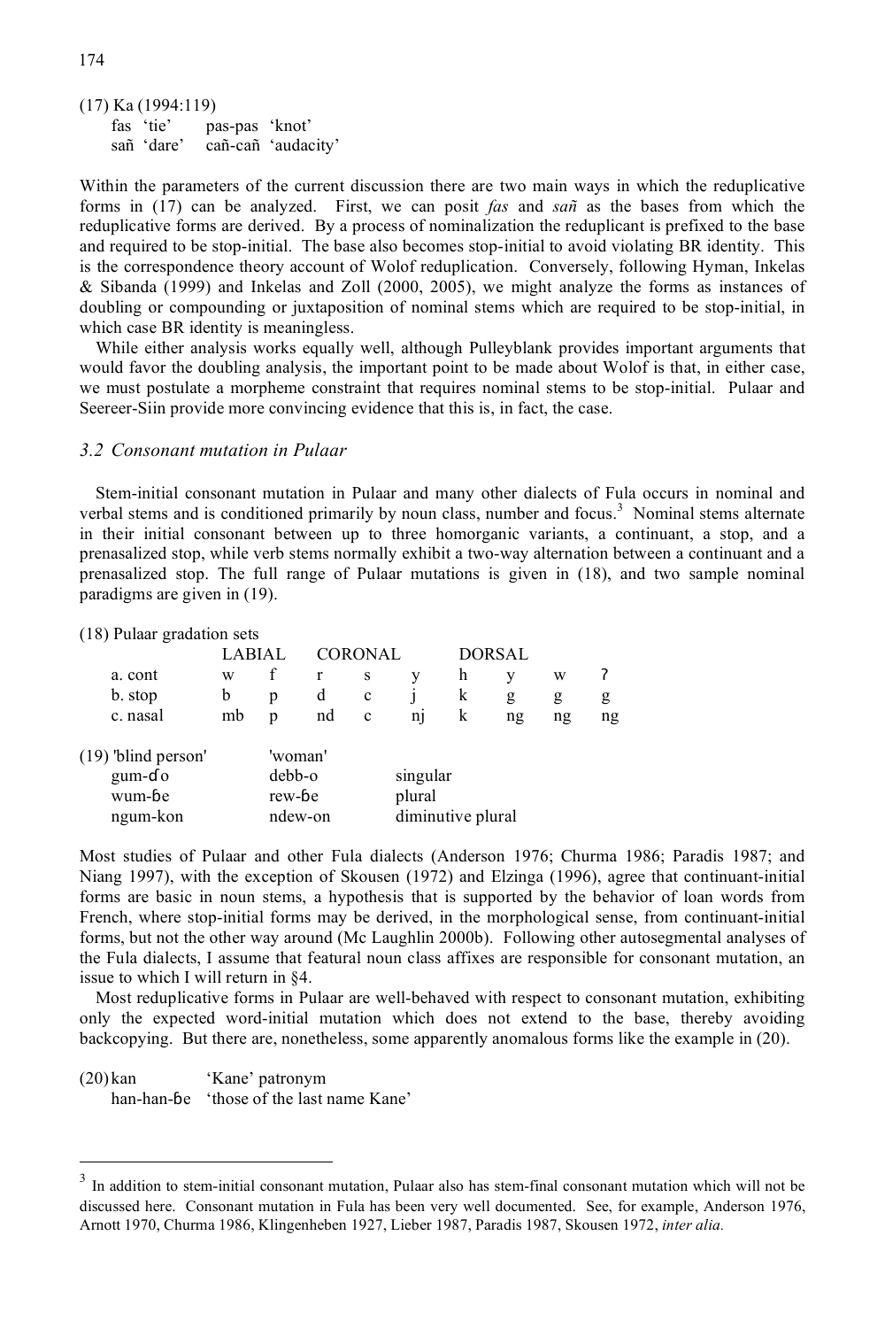(17) Ka (1994:119)

| | |
|---|---|
| fas 'tie' | pas-pas 'knot' |
| sañ 'dare' | cañ-cañ 'audacity' |

Within the parameters of the current discussion there are two main ways in which the reduplicative forms in (17) can be analyzed. First, we can posit *fas* and *sañ* as the bases from which the reduplicative forms are derived. By a process of nominalization the reduplicant is prefixed to the base and required to be stop-initial. The base also becomes stop-initial to avoid violating BR identity. This is the correspondence theory account of Wolof reduplication. Conversely, following Hyman, Inkelas & Sibanda (1999) and Inkelas and Zoll (2000, 2005), we might analyze the forms as instances of doubling or compounding or juxtaposition of nominal stems which are required to be stop-initial, in which case BR identity is meaningless.

While either analysis works equally well, although Pulleyblank provides important arguments that would favor the doubling analysis, the important point to be made about Wolof is that, in either case, we must postulate a morpheme constraint that requires nominal stems to be stop-initial. Pulaar and Seereer-Siin provide more convincing evidence that this is, in fact, the case.

### *3.2 Consonant mutation in Pulaar*

Stem-initial consonant mutation in Pulaar and many other dialects of Fula occurs in nominal and verbal stems and is conditioned primarily by noun class, number and focus.[3] Nominal stems alternate in their initial consonant between up to three homorganic variants, a continuant, a stop, and a prenasalized stop, while verb stems normally exhibit a two-way alternation between a continuant and a prenasalized stop. The full range of Pulaar mutations is given in (18), and two sample nominal paradigms are given in (19).

(18) Pulaar gradation sets

| | LABIAL | | CORONAL | | | DORSAL | | | |
|---|---|---|---|---|---|---|---|---|---|
| a. cont | w | f | r | s | y | h | y | w | ʔ |
| b. stop | b | p | d | c | j | k | g | g | g |
| c. nasal | mb | p | nd | c | nj | k | ng | ng | ng |

(19)

| 'blind person' | 'woman' | |
|---|---|---|
| gum-ɗo | debb-o | singular |
| wum-ɓe | rew-ɓe | plural |
| ngum-kon | ndew-on | diminutive plural |

Most studies of Pulaar and other Fula dialects (Anderson 1976; Churma 1986; Paradis 1987; and Niang 1997), with the exception of Skousen (1972) and Elzinga (1996), agree that continuant-initial forms are basic in noun stems, a hypothesis that is supported by the behavior of loan words from French, where stop-initial forms may be derived, in the morphological sense, from continuant-initial forms, but not the other way around (Mc Laughlin 2000b). Following other autosegmental analyses of the Fula dialects, I assume that featural noun class affixes are responsible for consonant mutation, an issue to which I will return in §4.

Most reduplicative forms in Pulaar are well-behaved with respect to consonant mutation, exhibiting only the expected word-initial mutation which does not extend to the base, thereby avoiding backcopying. But there are, nonetheless, some apparently anomalous forms like the example in (20).

(20)

| | |
|---|---|
| kan | 'Kane' patronym |
| han-han-ɓe | 'those of the last name Kane' |

---

[3] In addition to stem-initial consonant mutation, Pulaar also has stem-final consonant mutation which will not be discussed here. Consonant mutation in Fula has been very well documented. See, for example, Anderson 1976, Arnott 1970, Churma 1986, Klingenheben 1927, Lieber 1987, Paradis 1987, Skousen 1972, *inter alia.*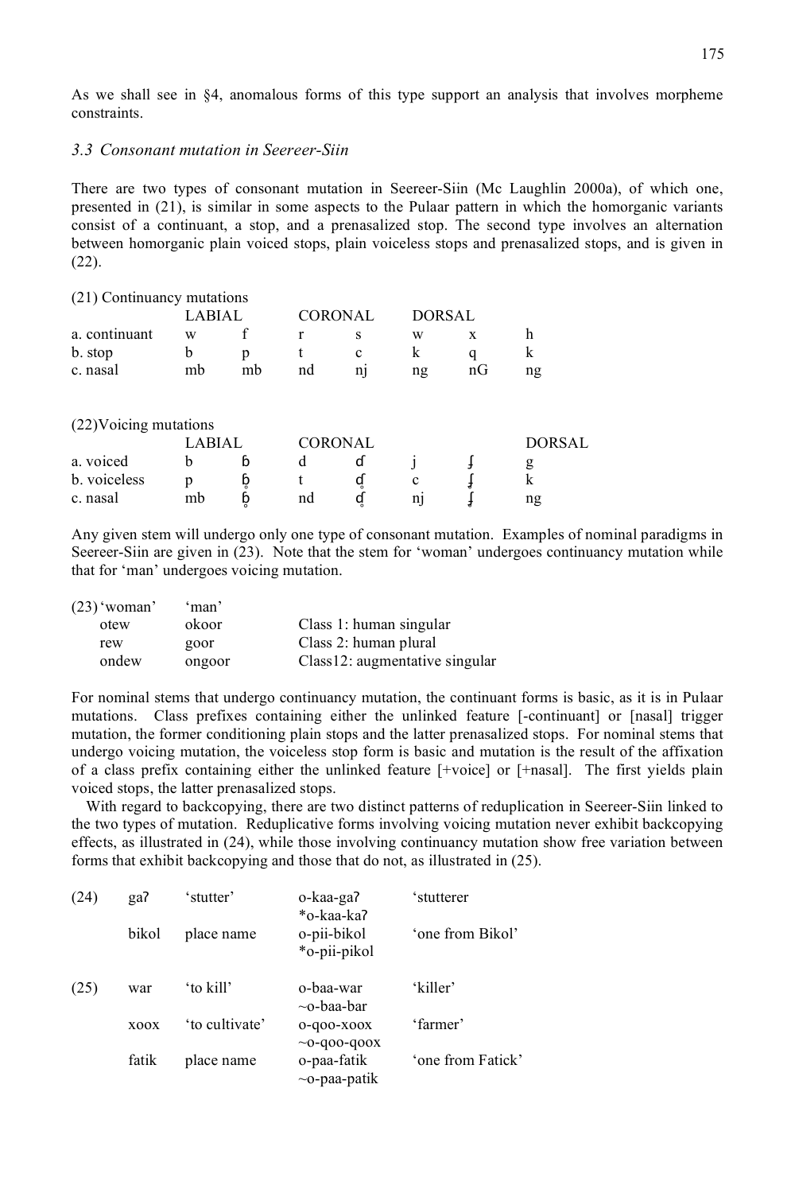As we shall see in §4, anomalous forms of this type support an analysis that involves morpheme constraints.

### *3.3 Consonant mutation in Seereer-Siin*

There are two types of consonant mutation in Seereer-Siin (Mc Laughlin 2000a), of which one, presented in (21), is similar in some aspects to the Pulaar pattern in which the homorganic variants consist of a continuant, a stop, and a prenasalized stop. The second type involves an alternation between homorganic plain voiced stops, plain voiceless stops and prenasalized stops, and is given in (22).

(21) Continuancy mutations

| | LABIAL | | CORONAL | | DORSAL | | |
|---|---|---|---|---|---|---|---|
| a. continuant | w | f | r | s | w | x | h |
| b. stop | b | p | t | c | k | q | k |
| c. nasal | mb | mb | nd | nj | ng | nG | ng |

(22) Voicing mutations

| | LABIAL | | CORONAL | | | | DORSAL |
|---|---|---|---|---|---|---|---|
| a. voiced | b | ɓ | d | ɗ | j | ʄ | g |
| b. voiceless | p | ɓ̥ | t | ɗ̥ | c | ʄ̥ | k |
| c. nasal | mb | ɓ̥ | nd | ɗ̥ | nj | ʄ̥ | ng |

Any given stem will undergo only one type of consonant mutation. Examples of nominal paradigms in Seereer-Siin are given in (23). Note that the stem for 'woman' undergoes continuancy mutation while that for 'man' undergoes voicing mutation.

| (23) 'woman' | 'man' | |
|---|---|---|
| otew | okoor | Class 1: human singular |
| rew | goor | Class 2: human plural |
| ondew | ongoor | Class12: augmentative singular |

For nominal stems that undergo continuancy mutation, the continuant forms is basic, as it is in Pulaar mutations. Class prefixes containing either the unlinked feature [-continuant] or [nasal] trigger mutation, the former conditioning plain stops and the latter prenasalized stops. For nominal stems that undergo voicing mutation, the voiceless stop form is basic and mutation is the result of the affixation of a class prefix containing either the unlinked feature [+voice] or [+nasal]. The first yields plain voiced stops, the latter prenasalized stops.

With regard to backcopying, there are two distinct patterns of reduplication in Seereer-Siin linked to the two types of mutation. Reduplicative forms involving voicing mutation never exhibit backcopying effects, as illustrated in (24), while those involving continuancy mutation show free variation between forms that exhibit backcopying and those that do not, as illustrated in (25).

| | | | | |
|---|---|---|---|---|
| (24) | gaʔ | 'stutter' | o-kaa-gaʔ<br>*o-kaa-kaʔ | 'stutterer' |
| | bikol | place name | o-pii-bikol<br>*o-pii-pikol | 'one from Bikol' |
| (25) | war | 'to kill' | o-baa-war<br>~o-baa-bar | 'killer' |
| | xoox | 'to cultivate' | o-qoo-xoox<br>~o-qoo-qoox | 'farmer' |
| | fatik | place name | o-paa-fatik<br>~o-paa-patik | 'one from Fatick' |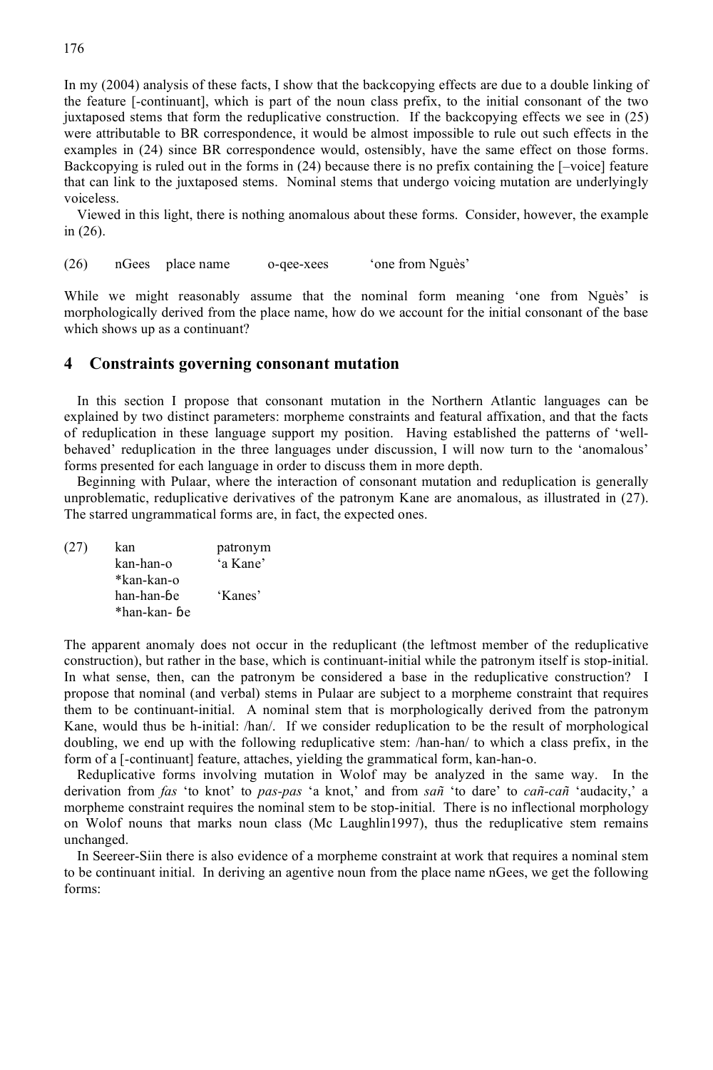In my (2004) analysis of these facts, I show that the backcopying effects are due to a double linking of the feature [-continuant], which is part of the noun class prefix, to the initial consonant of the two juxtaposed stems that form the reduplicative construction. If the backcopying effects we see in (25) were attributable to BR correspondence, it would be almost impossible to rule out such effects in the examples in (24) since BR correspondence would, ostensibly, have the same effect on those forms. Backcopying is ruled out in the forms in (24) because there is no prefix containing the [–voice] feature that can link to the juxtaposed stems. Nominal stems that undergo voicing mutation are underlyingly voiceless.

Viewed in this light, there is nothing anomalous about these forms. Consider, however, the example in (26).

| (26) | nGees | place name | o-qee-xees | 'one from Nguès' |
|---|---|---|---|---|

While we might reasonably assume that the nominal form meaning 'one from Nguès' is morphologically derived from the place name, how do we account for the initial consonant of the base which shows up as a continuant?

## 4 Constraints governing consonant mutation

In this section I propose that consonant mutation in the Northern Atlantic languages can be explained by two distinct parameters: morpheme constraints and featural affixation, and that the facts of reduplication in these language support my position. Having established the patterns of 'well-behaved' reduplication in the three languages under discussion, I will now turn to the 'anomalous' forms presented for each language in order to discuss them in more depth.

Beginning with Pulaar, where the interaction of consonant mutation and reduplication is generally unproblematic, reduplicative derivatives of the patronym Kane are anomalous, as illustrated in (27). The starred ungrammatical forms are, in fact, the expected ones.

| (27) | kan | patronym |
|---|---|---|
| | kan-han-o | 'a Kane' |
| | *kan-kan-o | |
| | han-han-ɓe | 'Kanes' |
| | *han-kan- ɓe | |

The apparent anomaly does not occur in the reduplicant (the leftmost member of the reduplicative construction), but rather in the base, which is continuant-initial while the patronym itself is stop-initial. In what sense, then, can the patronym be considered a base in the reduplicative construction? I propose that nominal (and verbal) stems in Pulaar are subject to a morpheme constraint that requires them to be continuant-initial. A nominal stem that is morphologically derived from the patronym Kane, would thus be h-initial: /han/. If we consider reduplication to be the result of morphological doubling, we end up with the following reduplicative stem: /han-han/ to which a class prefix, in the form of a [-continuant] feature, attaches, yielding the grammatical form, kan-han-o.

Reduplicative forms involving mutation in Wolof may be analyzed in the same way. In the derivation from *fas* 'to knot' to *pas-pas* 'a knot,' and from *sañ* 'to dare' to *cañ-cañ* 'audacity,' a morpheme constraint requires the nominal stem to be stop-initial. There is no inflectional morphology on Wolof nouns that marks noun class (Mc Laughlin1997), thus the reduplicative stem remains unchanged.

In Seereer-Siin there is also evidence of a morpheme constraint at work that requires a nominal stem to be continuant initial. In deriving an agentive noun from the place name nGees, we get the following forms: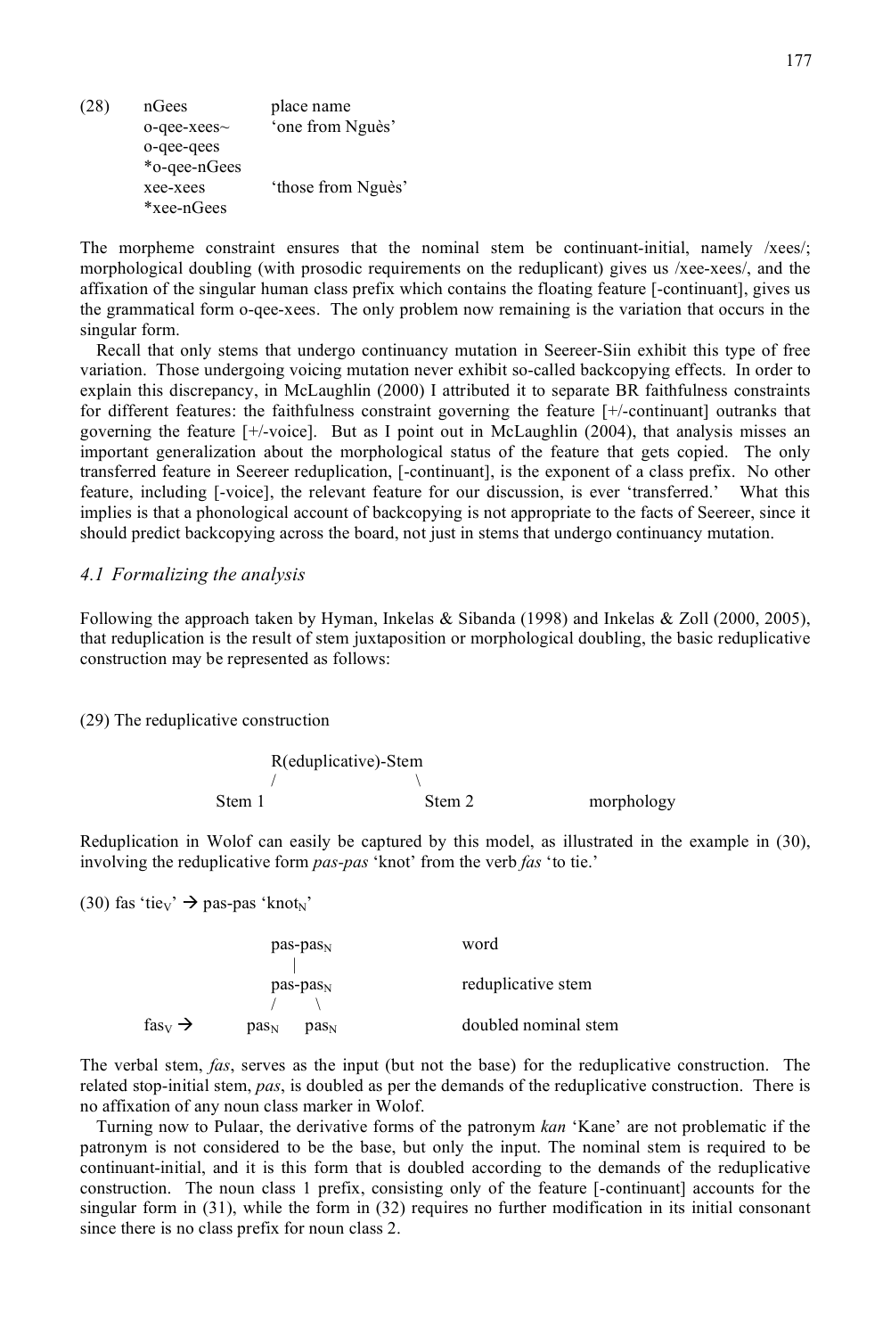(28) nGees place name
o-qee-xees~ 'one from Nguès'
o-qee-qees
*o-qee-nGees
xee-xees 'those from Nguès'
*xee-nGees

| (28) | nGees | place name |
|---|---|---|
| | o-qee-xees~ | 'one from Nguès' |
| | o-qee-qees | |
| | *o-qee-nGees | |
| | xee-xees | 'those from Nguès' |
| | *xee-nGees | |

The morpheme constraint ensures that the nominal stem be continuant-initial, namely /xees/; morphological doubling (with prosodic requirements on the reduplicant) gives us /xee-xees/, and the affixation of the singular human class prefix which contains the floating feature [-continuant], gives us the grammatical form o-qee-xees. The only problem now remaining is the variation that occurs in the singular form.

Recall that only stems that undergo continuancy mutation in Seereer-Siin exhibit this type of free variation. Those undergoing voicing mutation never exhibit so-called backcopying effects. In order to explain this discrepancy, in McLaughlin (2000) I attributed it to separate BR faithfulness constraints for different features: the faithfulness constraint governing the feature [+/-continuant] outranks that governing the feature [+/-voice]. But as I point out in McLaughlin (2004), that analysis misses an important generalization about the morphological status of the feature that gets copied. The only transferred feature in Seereer reduplication, [-continuant], is the exponent of a class prefix. No other feature, including [-voice], the relevant feature for our discussion, is ever 'transferred.' What this implies is that a phonological account of backcopying is not appropriate to the facts of Seereer, since it should predict backcopying across the board, not just in stems that undergo continuancy mutation.

### *4.1 Formalizing the analysis*

Following the approach taken by Hyman, Inkelas & Sibanda (1998) and Inkelas & Zoll (2000, 2005), that reduplication is the result of stem juxtaposition or morphological doubling, the basic reduplicative construction may be represented as follows:

(29) The reduplicative construction

```
              R(eduplicative)-Stem
              /                  \
        Stem 1                  Stem 2            morphology
```

Reduplication in Wolof can easily be captured by this model, as illustrated in the example in (30), involving the reduplicative form *pas-pas* 'knot' from the verb *fas* 'to tie.'

(30) fas 'tie$_V$' → pas-pas 'knot$_N$'

```
              pas-pasN              word
                 |
              pas-pasN              reduplicative stem
               /    \
fasV →      pasN   pasN             doubled nominal stem
```

The verbal stem, *fas*, serves as the input (but not the base) for the reduplicative construction. The related stop-initial stem, *pas*, is doubled as per the demands of the reduplicative construction. There is no affixation of any noun class marker in Wolof.

Turning now to Pulaar, the derivative forms of the patronym *kan* 'Kane' are not problematic if the patronym is not considered to be the base, but only the input. The nominal stem is required to be continuant-initial, and it is this form that is doubled according to the demands of the reduplicative construction. The noun class 1 prefix, consisting only of the feature [-continuant] accounts for the singular form in (31), while the form in (32) requires no further modification in its initial consonant since there is no class prefix for noun class 2.

| (28) | nGees | place name |
|---|---|---|
| | o-qee-xees~ | 'one from Nguès' |
| | o-qee-qees | |
| | *o-qee-nGees | |
| | xee-xees | 'those from Nguès' |
| | *xee-nGees | |

The morpheme constraint ensures that the nominal stem be continuant-initial, namely /xees/; morphological doubling (with prosodic requirements on the reduplicant) gives us /xee-xees/, and the affixation of the singular human class prefix which contains the floating feature [-continuant], gives us the grammatical form o-qee-xees. The only problem now remaining is the variation that occurs in the singular form.

Recall that only stems that undergo continuancy mutation in Seereer-Siin exhibit this type of free variation. Those undergoing voicing mutation never exhibit so-called backcopying effects. In order to explain this discrepancy, in McLaughlin (2000) I attributed it to separate BR faithfulness constraints for different features: the faithfulness constraint governing the feature [+/-continuant] outranks that governing the feature [+/-voice]. But as I point out in McLaughlin (2004), that analysis misses an important generalization about the morphological status of the feature that gets copied. The only transferred feature in Seereer reduplication, [-continuant], is the exponent of a class prefix. No other feature, including [-voice], the relevant feature for our discussion, is ever 'transferred.' What this implies is that a phonological account of backcopying is not appropriate to the facts of Seereer, since it should predict backcopying across the board, not just in stems that undergo continuancy mutation.

### *4.1 Formalizing the analysis*

Following the approach taken by Hyman, Inkelas & Sibanda (1998) and Inkelas & Zoll (2000, 2005), that reduplication is the result of stem juxtaposition or morphological doubling, the basic reduplicative construction may be represented as follows:

(29) The reduplicative construction

```
              R(eduplicative)-Stem
              /                  \
        Stem 1                  Stem 2            morphology
```

Reduplication in Wolof can easily be captured by this model, as illustrated in the example in (30), involving the reduplicative form *pas-pas* 'knot' from the verb *fas* 'to tie.'

(30) fas 'tie$_V$' → pas-pas 'knot$_N$'

```
              pas-pasN              word
                 |
              pas-pasN              reduplicative stem
               /    \
fasV →      pasN   pasN             doubled nominal stem
```

The verbal stem, *fas*, serves as the input (but not the base) for the reduplicative construction. The related stop-initial stem, *pas*, is doubled as per the demands of the reduplicative construction. There is no affixation of any noun class marker in Wolof.

Turning now to Pulaar, the derivative forms of the patronym *kan* 'Kane' are not problematic if the patronym is not considered to be the base, but only the input. The nominal stem is required to be continuant-initial, and it is this form that is doubled according to the demands of the reduplicative construction. The noun class 1 prefix, consisting only of the feature [-continuant] accounts for the singular form in (31), while the form in (32) requires no further modification in its initial consonant since there is no class prefix for noun class 2.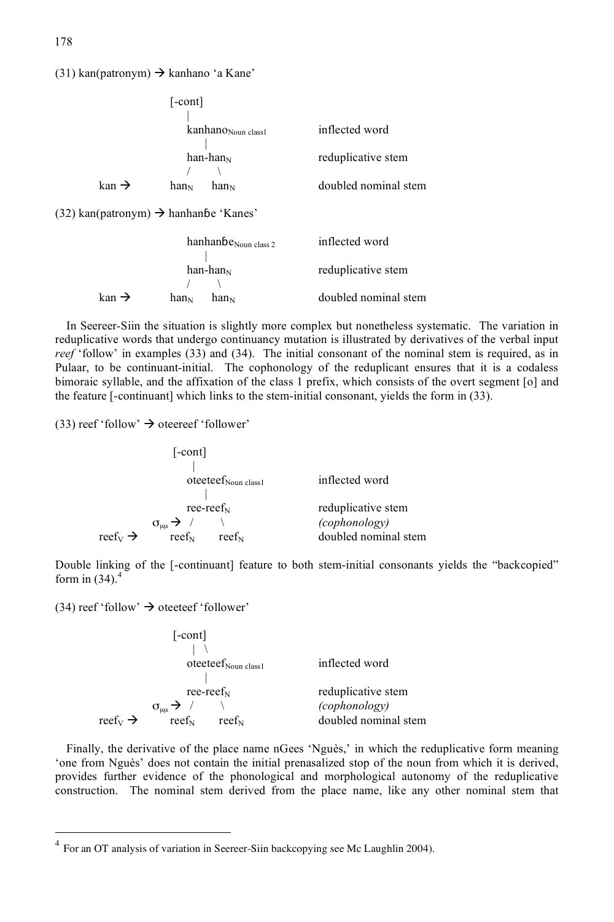(31) kan(patronym) → kanhano 'a Kane'

```
                 [-cont]
                    |
                   kanhano_Noun class1        inflected word
                      |
                   han-han_N                  reduplicative stem
                   /      \
kan →          han_N    han_N                 doubled nominal stem
```

(32) kan(patronym) → hanhanɓe 'Kanes'

```
                   hanhanɓe_Noun class 2      inflected word
                      |
                   han-han_N                  reduplicative stem
                   /      \
kan →          han_N    han_N                 doubled nominal stem
```

In Seereer-Siin the situation is slightly more complex but nonetheless systematic. The variation in reduplicative words that undergo continuancy mutation is illustrated by derivatives of the verbal input *reef* 'follow' in examples (33) and (34). The initial consonant of the nominal stem is required, as in Pulaar, to be continuant-initial. The cophonology of the reduplicant ensures that it is a codaless bimoraic syllable, and the affixation of the class 1 prefix, which consists of the overt segment [o] and the feature [-continuant] which links to the stem-initial consonant, yields the form in (33).

(33) reef 'follow' → oteereef 'follower'

```
                 [-cont]
                    |
                   oteereef_Noun class1       inflected word
                      |
                   ree-reef_N                 reduplicative stem
             σμμ →  /      \                  (cophonology)
reef_V →       reef_N    reef_N               doubled nominal stem
```

Double linking of the [-continuant] feature to both stem-initial consonants yields the "backcopied" form in (34).[4]

(34) reef 'follow' → oteeteef 'follower'

```
                 [-cont]
                    |  \
                   oteeteef_Noun class1       inflected word
                      |
                   ree-reef_N                 reduplicative stem
             σμμ →  /      \                  (cophonology)
reef_V →       reef_N    reef_N               doubled nominal stem
```

Finally, the derivative of the place name nGees 'Nguès,' in which the reduplicative form meaning 'one from Nguès' does not contain the initial prenasalized stop of the noun from which it is derived, provides further evidence of the phonological and morphological autonomy of the reduplicative construction. The nominal stem derived from the place name, like any other nominal stem that

---

[4] For an OT analysis of variation in Seereer-Siin backcopying see Mc Laughlin 2004).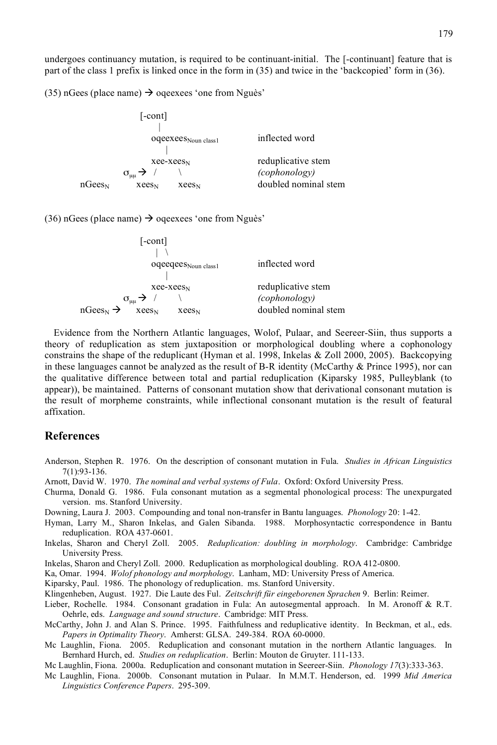undergoes continuancy mutation, is required to be continuant-initial. The [-continuant] feature that is part of the class 1 prefix is linked once in the form in (35) and twice in the 'backcopied' form in (36).

(35) nGees (place name) → oqeexees 'one from Nguès'

```
                    [-cont]
                       |
                      oqeexees_Noun class1        inflected word
                         |
                      xee-xees_N                  reductive stem
                σ_μμ →  /      \                  (cophonology)
   nGees_N        xees_N      xees_N              doubled nominal stem
```

(36) nGees (place name) → oqeexees 'one from Nguès'

```
                    [-cont]
                       |  \
                      oqeeqees_Noun class1        inflected word
                         |
                      xee-xees_N                  reduplicative stem
                σ_μμ →  /      \                  (cophonology)
   nGees_N →      xees_N      xees_N              doubled nominal stem
```

Evidence from the Northern Atlantic languages, Wolof, Pulaar, and Seereer-Siin, thus supports a theory of reduplication as stem juxtaposition or morphological doubling where a cophonology constrains the shape of the reduplicant (Hyman et al. 1998, Inkelas & Zoll 2000, 2005). Backcopying in these languages cannot be analyzed as the result of B-R identity (McCarthy & Prince 1995), nor can the qualitative difference between total and partial reduplication (Kiparsky 1985, Pulleyblank (to appear)), be maintained. Patterns of consonant mutation show that derivational consonant mutation is the result of morpheme constraints, while inflectional consonant mutation is the result of featural affixation.

## References

Anderson, Stephen R. 1976. On the description of consonant mutation in Fula. *Studies in African Linguistics* 7(1):93-136.

Arnott, David W. 1970. *The nominal and verbal systems of Fula*. Oxford: Oxford University Press.

Churma, Donald G. 1986. Fula consonant mutation as a segmental phonological process: The unexpurgated version. ms. Stanford University.

Downing, Laura J. 2003. Compounding and tonal non-transfer in Bantu languages. *Phonology* 20: 1-42.

Hyman, Larry M., Sharon Inkelas, and Galen Sibanda. 1988. Morphosyntactic correspondence in Bantu reduplication. ROA 437-0601.

Inkelas, Sharon and Cheryl Zoll. 2005. *Reduplication: doubling in morphology*. Cambridge: Cambridge University Press.

Inkelas, Sharon and Cheryl Zoll. 2000. Reduplication as morphological doubling. ROA 412-0800.

Ka, Omar. 1994. *Wolof phonology and morphology*. Lanham, MD: University Press of America.

Kiparsky, Paul. 1986. The phonology of reduplication. ms. Stanford University.

Klingenheben, August. 1927. Die Laute des Ful. *Zeitschrift für eingeborenen Sprachen* 9. Berlin: Reimer.

Lieber, Rochelle. 1984. Consonant gradation in Fula: An autosegmental approach. In M. Aronoff & R.T. Oehrle, eds. *Language and sound structure*. Cambridge: MIT Press.

McCarthy, John J. and Alan S. Prince. 1995. Faithfulness and reduplicative identity. In Beckman, et al., eds. *Papers in Optimality Theory*. Amherst: GLSA. 249-384. ROA 60-0000.

Mc Laughlin, Fiona. 2005. Reduplication and consonant mutation in the northern Atlantic languages. In Bernhard Hurch, ed. *Studies on reduplication*. Berlin: Mouton de Gruyter. 111-133.

Mc Laughlin, Fiona. 2000a. Reduplication and consonant mutation in Seereer-Siin. *Phonology 17*(3):333-363.

Mc Laughlin, Fiona. 2000b. Consonant mutation in Pulaar. In M.M.T. Henderson, ed. 1999 *Mid America Linguistics Conference Papers*. 295-309.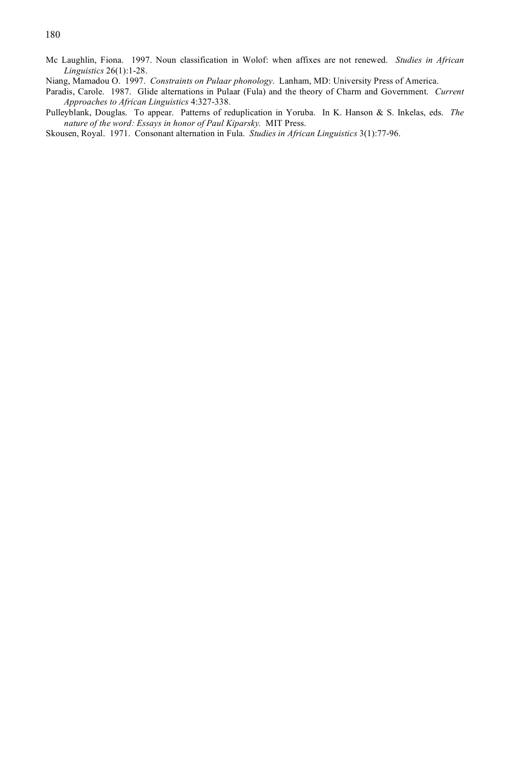Mc Laughlin, Fiona. 1997. Noun classification in Wolof: when affixes are not renewed. *Studies in African Linguistics* 26(1):1-28.

Niang, Mamadou O. 1997. *Constraints on Pulaar phonology*. Lanham, MD: University Press of America.

Paradis, Carole. 1987. Glide alternations in Pulaar (Fula) and the theory of Charm and Government. *Current Approaches to African Linguistics* 4:327-338.

Pulleyblank, Douglas. To appear. Patterns of reduplication in Yoruba. In K. Hanson & S. Inkelas, eds. *The nature of the word: Essays in honor of Paul Kiparsky.* MIT Press.

Skousen, Royal. 1971. Consonant alternation in Fula. *Studies in African Linguistics* 3(1):77-96.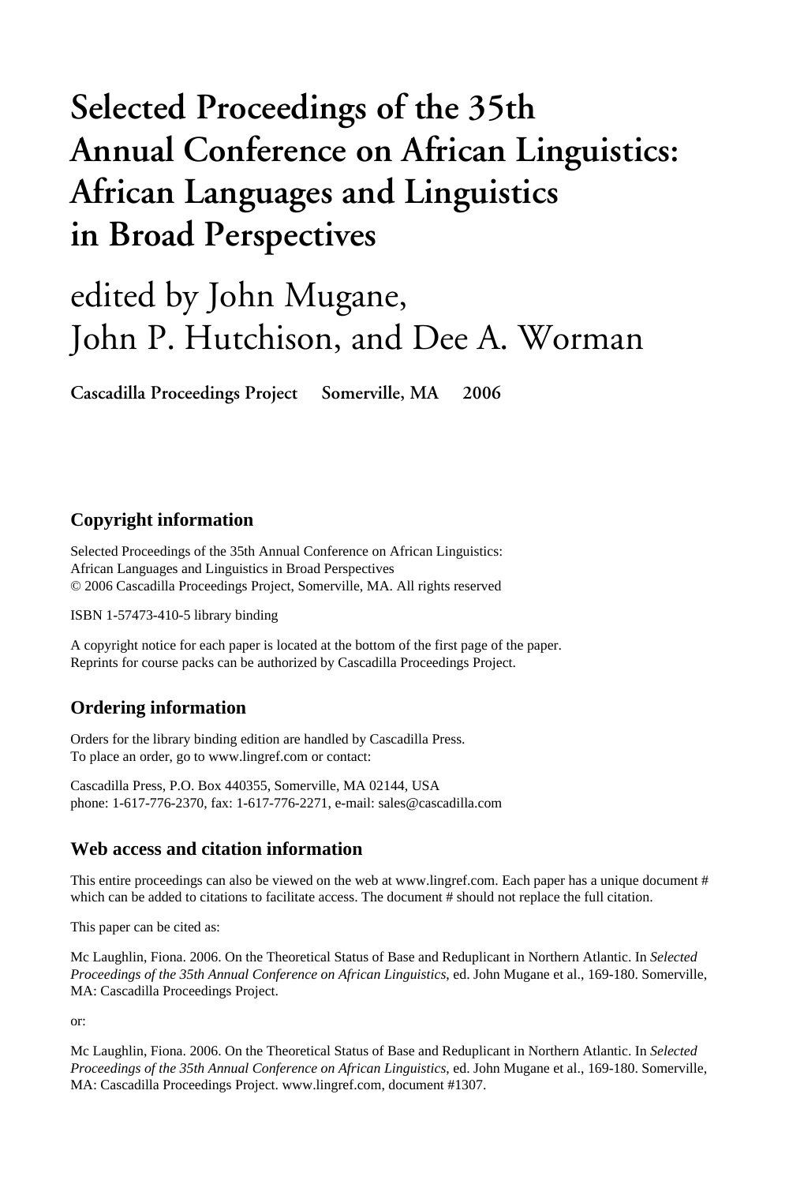# Selected Proceedings of the 35th Annual Conference on African Linguistics: African Languages and Linguistics in Broad Perspectives

# edited by John Mugane, John P. Hutchison, and Dee A. Worman

**Cascadilla Proceedings Project     Somerville, MA     2006**

## Copyright information

Selected Proceedings of the 35th Annual Conference on African Linguistics:
African Languages and Linguistics in Broad Perspectives
© 2006 Cascadilla Proceedings Project, Somerville, MA. All rights reserved

ISBN 1-57473-410-5 library binding

A copyright notice for each paper is located at the bottom of the first page of the paper.
Reprints for course packs can be authorized by Cascadilla Proceedings Project.

## Ordering information

Orders for the library binding edition are handled by Cascadilla Press.
To place an order, go to www.lingref.com or contact:

Cascadilla Press, P.O. Box 440355, Somerville, MA 02144, USA
phone: 1-617-776-2370, fax: 1-617-776-2271, e-mail: sales@cascadilla.com

## Web access and citation information

This entire proceedings can also be viewed on the web at www.lingref.com. Each paper has a unique document # which can be added to citations to facilitate access. The document # should not replace the full citation.

This paper can be cited as:

Mc Laughlin, Fiona. 2006. On the Theoretical Status of Base and Reduplicant in Northern Atlantic. In *Selected Proceedings of the 35th Annual Conference on African Linguistics*, ed. John Mugane et al., 169-180. Somerville, MA: Cascadilla Proceedings Project.

or:

Mc Laughlin, Fiona. 2006. On the Theoretical Status of Base and Reduplicant in Northern Atlantic. In *Selected Proceedings of the 35th Annual Conference on African Linguistics*, ed. John Mugane et al., 169-180. Somerville, MA: Cascadilla Proceedings Project. www.lingref.com, document #1307.